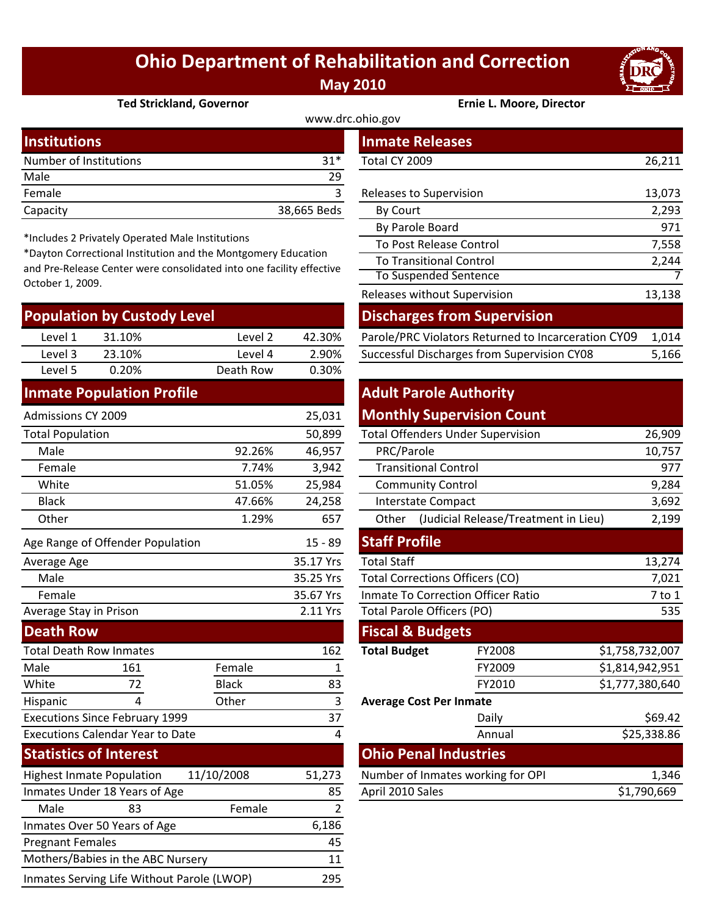# Ohio Department of Rehabilitation and Correction

## May 2010

**Ted Strickland, Governor** | **Ernie L. Moore, Director**

www.drc.ohio.gov

## Institutions

| Institutions | |
|---|---|
| Number of Institutions | 31* |
| Male | 29 |
| Female | 3 |
| Capacity | 38,665 Beds |

*Includes 2 Privately Operated Male Institutions

*Dayton Correctional Institution and the Montgomery Education and Pre-Release Center were consolidated into one facility effective October 1, 2009.

## Population by Custody Level

| | | | |
|---|---|---|---|
| Level 1 | 31.10% | Level 2 | 42.30% |
| Level 3 | 23.10% | Level 4 | 2.90% |
| Level 5 | 0.20% | Death Row | 0.30% |

## Inmate Population Profile

| | | |
|---|---|---|
| Admissions CY 2009 | | 25,031 |
| Total Population | | 50,899 |
| Male | 92.26% | 46,957 |
| Female | 7.74% | 3,942 |
| White | 51.05% | 25,984 |
| Black | 47.66% | 24,258 |
| Other | 1.29% | 657 |
| Age Range of Offender Population | | 15 - 89 |
| Average Age | | 35.17 Yrs |
| Male | | 35.25 Yrs |
| Female | | 35.67 Yrs |
| Average Stay in Prison | | 2.11 Yrs |

## Death Row

| | | | |
|---|---|---|---|
| Total Death Row Inmates | | | 162 |
| Male | 161 | Female | 1 |
| White | 72 | Black | 83 |
| Hispanic | 4 | Other | 3 |
| Executions Since February 1999 | | | 37 |
| Executions Calendar Year to Date | | | 4 |

## Statistics of Interest

| | | | |
|---|---|---|---|
| Highest Inmate Population | 11/10/2008 | | 51,273 |
| Inmates Under 18 Years of Age | | | 85 |
| Male | 83 | Female | 2 |
| Inmates Over 50 Years of Age | | | 6,186 |
| Pregnant Females | | | 45 |
| Mothers/Babies in the ABC Nursery | | | 11 |
| Inmates Serving Life Without Parole (LWOP) | | | 295 |

## Inmate Releases

| | |
|---|---|
| Total CY 2009 | 26,211 |
| Releases to Supervision | 13,073 |
| By Court | 2,293 |
| By Parole Board | 971 |
| To Post Release Control | 7,558 |
| To Transitional Control | 2,244 |
| To Suspended Sentence | 7 |
| Releases without Supervision | 13,138 |

## Discharges from Supervision

| | |
|---|---|
| Parole/PRC Violators Returned to Incarceration CY09 | 1,014 |
| Successful Discharges from Supervision CY08 | 5,166 |

## Adult Parole Authority Monthly Supervision Count

| | |
|---|---|
| Total Offenders Under Supervision | 26,909 |
| PRC/Parole | 10,757 |
| Transitional Control | 977 |
| Community Control | 9,284 |
| Interstate Compact | 3,692 |
| Other (Judicial Release/Treatment in Lieu) | 2,199 |

## Staff Profile

| | |
|---|---|
| Total Staff | 13,274 |
| Total Corrections Officers (CO) | 7,021 |
| Inmate To Correction Officer Ratio | 7 to 1 |
| Total Parole Officers (PO) | 535 |

## Fiscal & Budgets

| | | |
|---|---|---|
| **Total Budget** | FY2008 | $1,758,732,007 |
| | FY2009 | $1,814,942,951 |
| | FY2010 | $1,777,380,640 |
| **Average Cost Per Inmate** | | |
| | Daily | $69.42 |
| | Annual | $25,338.86 |

## Ohio Penal Industries

| | |
|---|---|
| Number of Inmates working for OPI | 1,346 |
| April 2010 Sales | $1,790,669 |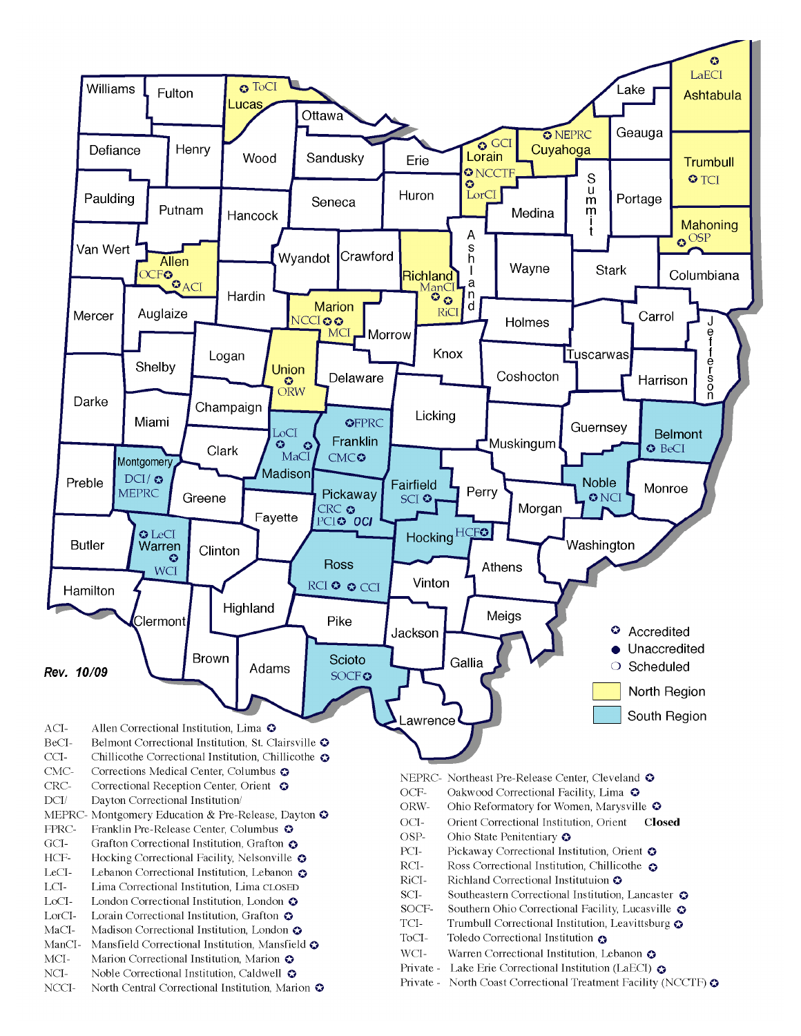Rev. 10/09

✪ Accredited
● Unaccredited
○ Scheduled

North Region

South Region

ACI- Allen Correctional Institution, Lima ✪
BeCI- Belmont Correctional Institution, St. Clairsville ✪
CCI- Chillicothe Correctional Institution, Chillicothe ✪
CMC- Corrections Medical Center, Columbus ✪
CRC- Correctional Reception Center, Orient ✪
DCI/ Dayton Correctional Institution/
MEPRC- Montgomery Education & Pre-Release, Dayton ✪
FPRC- Franklin Pre-Release Center, Columbus ✪
GCI- Grafton Correctional Institution, Grafton ✪
HCF- Hocking Correctional Facility, Nelsonville ✪
LeCI- Lebanon Correctional Institution, Lebanon ✪
LCI- Lima Correctional Institution, Lima CLOSED
LoCI- London Correctional Institution, London ✪
LorCI- Lorain Correctional Institution, Grafton ✪
MaCI- Madison Correctional Institution, London ✪
ManCI- Mansfield Correctional Institution, Mansfield ✪
MCI- Marion Correctional Institution, Marion ✪
NCI- Noble Correctional Institution, Caldwell ✪
NCCI- North Central Correctional Institution, Marion ✪

NEPRC- Northeast Pre-Release Center, Cleveland ✪
OCF- Oakwood Correctional Facility, Lima ✪
ORW- Ohio Reformatory for Women, Marysville ✪
OCI- Orient Correctional Institution, Orient **Closed**
OSP- Ohio State Penitentiary ✪
PCI- Pickaway Correctional Institution, Orient ✪
RCI- Ross Correctional Institution, Chillicothe ✪
RiCI- Richland Correctional Instituteuion ✪
SCI- Southeastern Correctional Institution, Lancaster ✪
SOCF- Southern Ohio Correctional Facility, Lucasville ✪
TCI- Trumbull Correctional Institution, Leavittsburg ✪
ToCI- Toledo Correctional Institution ✪
WCI- Warren Correctional Institution, Lebanon ✪
Private - Lake Erie Correctional Institution (LaECI) ✪
Private - North Coast Correctional Treatment Facility (NCCTF) ✪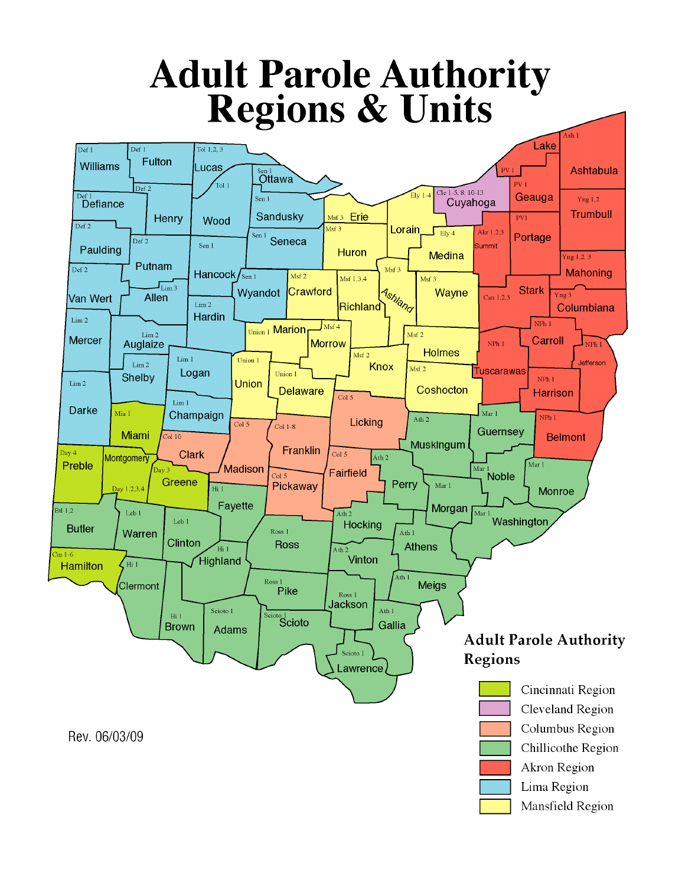# Adult Parole Authority Regions & Units

Def 1
Williams
Def 1
Fulton
Tol 1,2, 3
Lucas
Sen 1
Ottawa
Tol 1
Def 1
Defiance
Def 2
Henry
Wood
Sen 1
Sandusky
Msf 3
Erie
Ely 1-4
Lorain
Cle 1-5, 8, 10-13
Cuyahoga
PV 1
Lake
Ash 1
Ashtabula
PV 1
Geauga
Yng 1,2
Trumbull
Def 2
Paulding
Def 2
Putnam
Sen 1
Hancock
Sen 1
Seneca
Msf 3
Huron
Ely 4
Medina
Akr 1,2,3
Summit
PV1
Portage
Yng 1, 2, 3
Mahoning
Def 2
Van Wert
Lim 3
Allen
Sen 1
Wyandot
Msf 2
Crawford
Msf 1,3,4
Richland
Msf 3
Ashland
Msf 3
Wayne
Can 1,2,3
Stark
Yng 3
Columbiana
Lim 2
Mercer
Lim 2
Auglaize
Lim 2
Hardin
Union 1
Marion
Msf 4
Morrow
Msf 2
Holmes
NPh 1
Carroll
NPh 1
Jefferson
Lim 2
Shelby
Lim 1
Logan
Union 1
Union
Union 1
Delaware
Msf 2
Knox
NPh 1
Tuscarawas
Msf 2
Coshocton
NPh 1
Harrison
Lim 2
Darke
Mia 1
Miami
Lim 1
Champaign
Col 5
Licking
Mar 1
Guernsey
NPh 1
Belmont
Col 10
Clark
Col 5
Madison
Col 1-8
Franklin
Ath 2
Muskingum
Day 4
Preble
Montgomery
Day 1,2,3,4
Day 3
Greene
Col 5
Fairfield
Ath 2
Perry
Mar 1
Noble
Mar 1
Monroe
Col 5
Pickaway
Hi 1
Fayette
Mar 1
Morgan
Mar 1
Washington
Btl 1,2
Butler
Leb 1
Warren
Leb 1
Clinton
Ross 1
Ross
Ath 2
Hocking
Ath 1
Athens
Cin 1-6
Hamilton
Hi 1
Clermont
Hi 1
Highland
Ath 2
Vinton
Ath 1
Meigs
Ross 1
Pike
Ross 1
Jackson
Hi 1
Brown
Scioto 1
Adams
Scioto 1
Scioto
Ath 1
Gallia
Scioto 1
Lawrence

## Adult Parole Authority Regions

- Cincinnati Region
- Cleveland Region
- Columbus Region
- Chillicothe Region
- Akron Region
- Lima Region
- Mansfield Region

Rev. 06/03/09